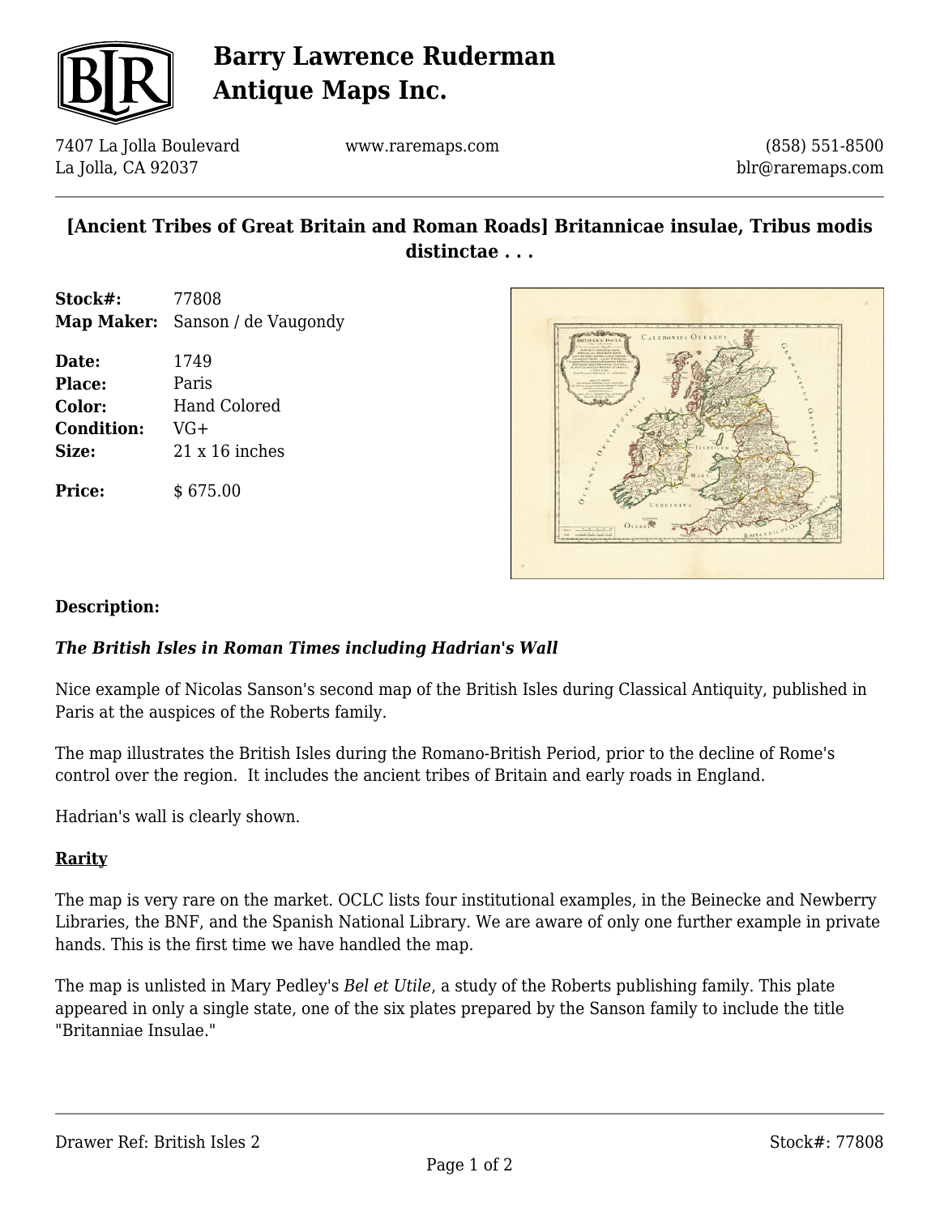# Barry Lawrence Ruderman Antique Maps Inc.

7407 La Jolla Boulevard
La Jolla, CA 92037

www.raremaps.com

(858) 551-8500
blr@raremaps.com

## [Ancient Tribes of Great Britain and Roman Roads] Britannicae insulae, Tribus modis distinctae . . .

| | |
|---|---|
| **Stock#:** | 77808 |
| **Map Maker:** | Sanson / de Vaugondy |
| **Date:** | 1749 |
| **Place:** | Paris |
| **Color:** | Hand Colored |
| **Condition:** | VG+ |
| **Size:** | 21 x 16 inches |
| **Price:** | $ 675.00 |

**Description:**

***The British Isles in Roman Times including Hadrian's Wall***

Nice example of Nicolas Sanson's second map of the British Isles during Classical Antiquity, published in Paris at the auspices of the Roberts family.

The map illustrates the British Isles during the Romano-British Period, prior to the decline of Rome's control over the region. It includes the ancient tribes of Britain and early roads in England.

Hadrian's wall is clearly shown.

**Rarity**

The map is very rare on the market. OCLC lists four institutional examples, in the Beinecke and Newberry Libraries, the BNF, and the Spanish National Library. We are aware of only one further example in private hands. This is the first time we have handled the map.

The map is unlisted in Mary Pedley's *Bel et Utile*, a study of the Roberts publishing family. This plate appeared in only a single state, one of the six plates prepared by the Sanson family to include the title "Britanniae Insulae."

Drawer Ref: British Isles 2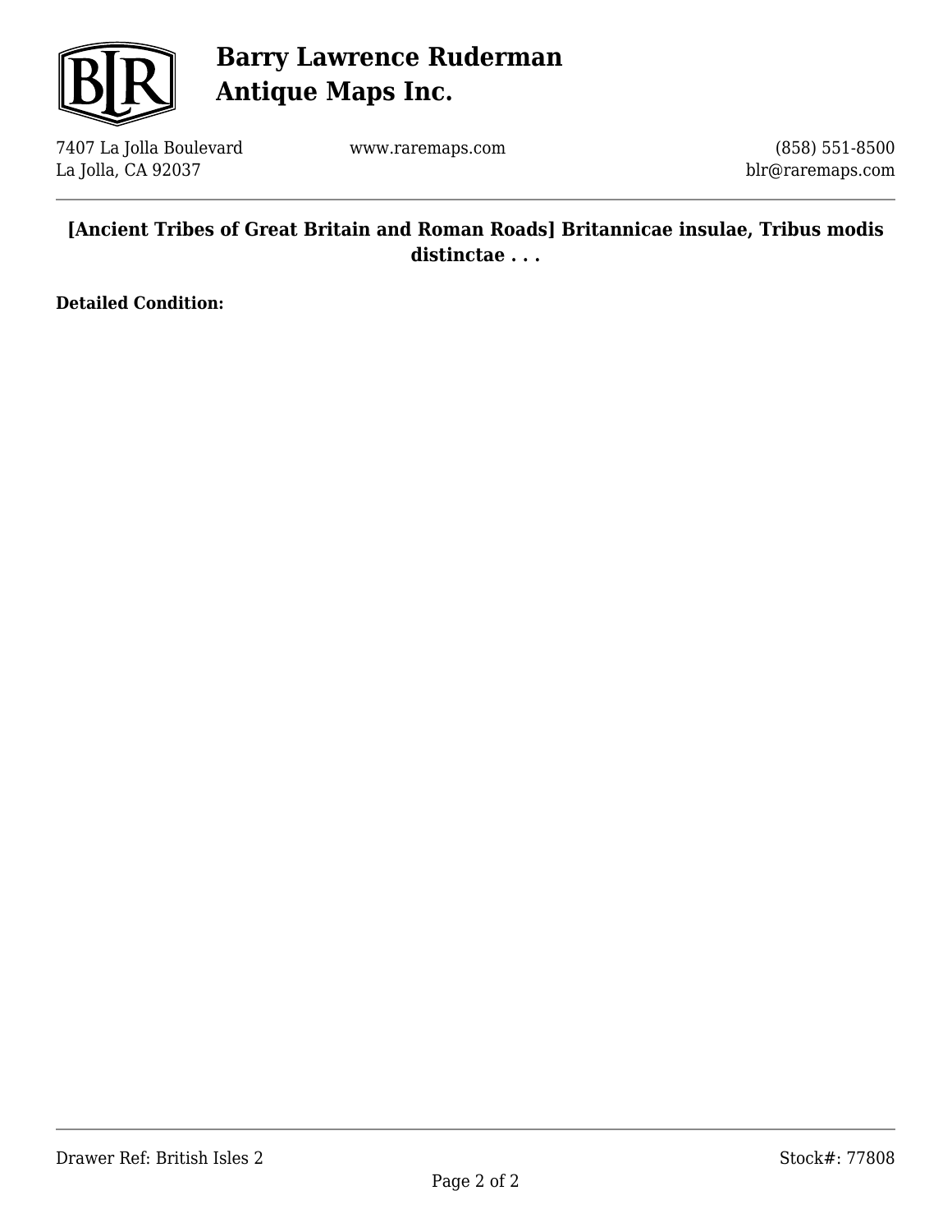**[Ancient Tribes of Great Britain and Roman Roads] Britannicae insulae, Tribus modis distinctae . . .**

**Detailed Condition:**

Drawer Ref: British Isles 2

Stock#: 77808